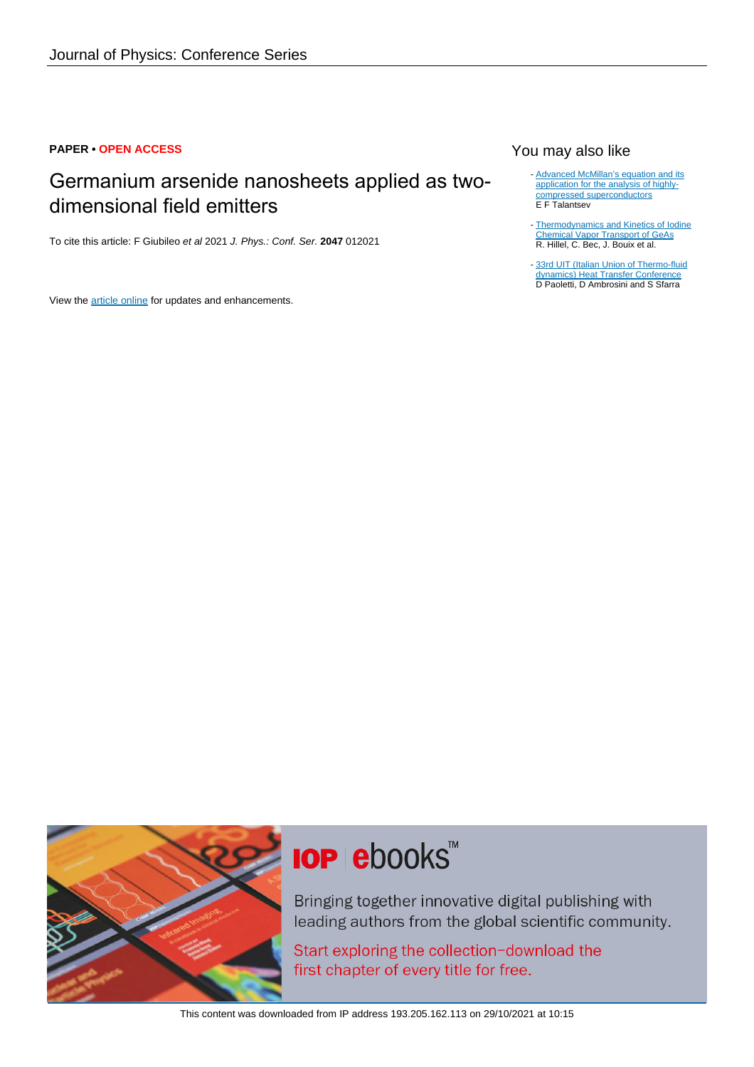Journal of Physics: Conference Series

**PAPER** • **OPEN ACCESS**

# Germanium arsenide nanosheets applied as two-dimensional field emitters

To cite this article: F Giubileo *et al* 2021 *J. Phys.: Conf. Ser.* **2047** 012021

View the article online for updates and enhancements.

## You may also like

- Advanced McMillan's equation and its application for the analysis of highly-compressed superconductors
  E F Talantsev
- Thermodynamics and Kinetics of Iodine Chemical Vapor Transport of GeAs
  R. Hillel, C. Bec, J. Bouix et al.
- 33rd UIT (Italian Union of Thermo-fluid dynamics) Heat Transfer Conference
  D Paoletti, D Ambrosini and S Sfarra

IOP ebooks™

Bringing together innovative digital publishing with leading authors from the global scientific community.

Start exploring the collection–download the first chapter of every title for free.

This content was downloaded from IP address 193.205.162.113 on 29/10/2021 at 10:15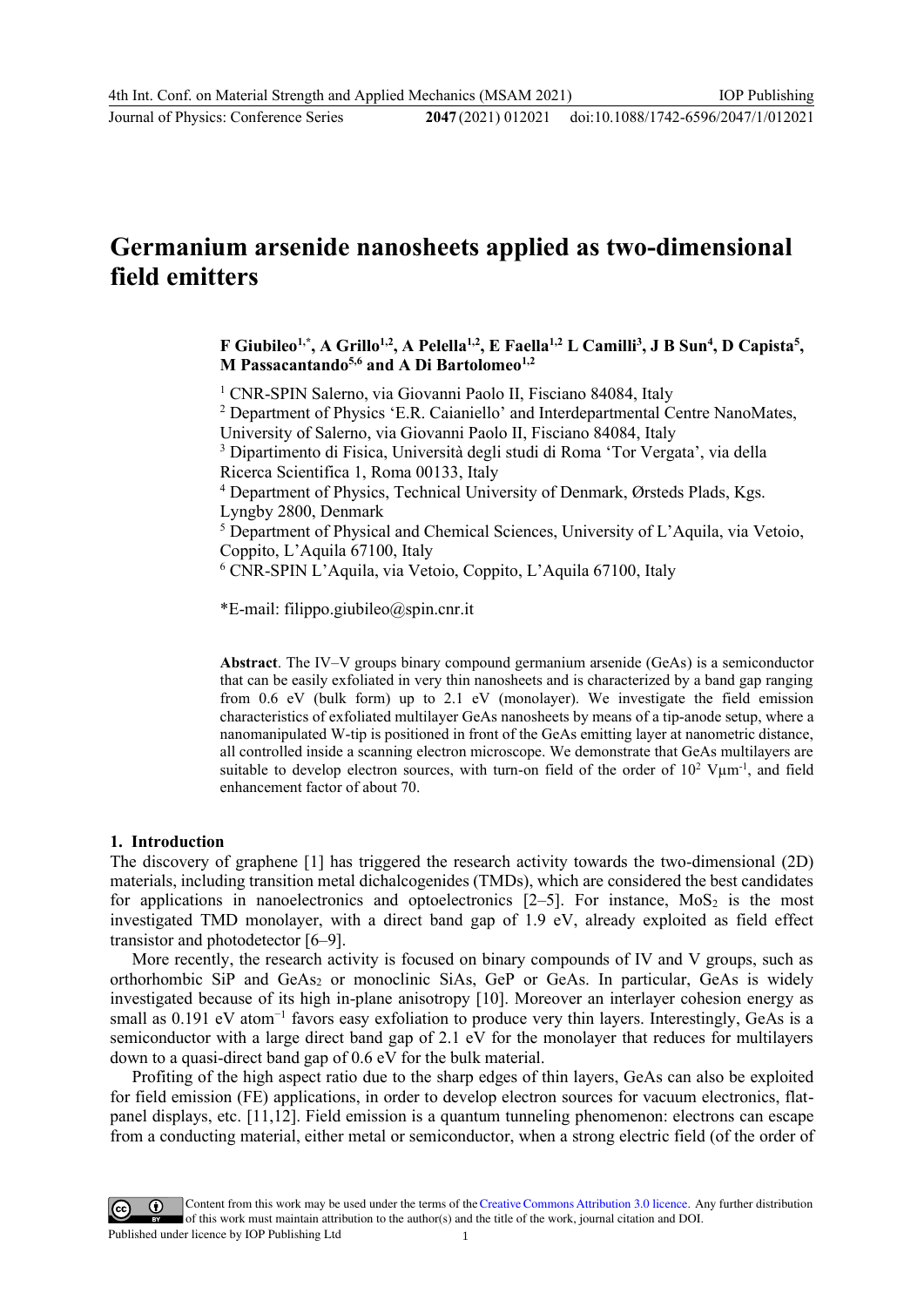# Germanium arsenide nanosheets applied as two-dimensional field emitters

**F Giubileo[1,*], A Grillo[1,2], A Pelella[1,2], E Faella[1,2] L Camilli[3], J B Sun[4], D Capista[5], M Passacantando[5,6] and A Di Bartolomeo[1,2]**

[1] CNR-SPIN Salerno, via Giovanni Paolo II, Fisciano 84084, Italy
[2] Department of Physics 'E.R. Caianiello' and Interdepartmental Centre NanoMates, University of Salerno, via Giovanni Paolo II, Fisciano 84084, Italy
[3] Dipartimento di Fisica, Università degli studi di Roma 'Tor Vergata', via della Ricerca Scientifica 1, Roma 00133, Italy
[4] Department of Physics, Technical University of Denmark, Ørsteds Plads, Kgs. Lyngby 2800, Denmark
[5] Department of Physical and Chemical Sciences, University of L'Aquila, via Vetoio, Coppito, L'Aquila 67100, Italy
[6] CNR-SPIN L'Aquila, via Vetoio, Coppito, L'Aquila 67100, Italy

*E-mail: filippo.giubileo@spin.cnr.it

**Abstract**. The IV–V groups binary compound germanium arsenide (GeAs) is a semiconductor that can be easily exfoliated in very thin nanosheets and is characterized by a band gap ranging from 0.6 eV (bulk form) up to 2.1 eV (monolayer). We investigate the field emission characteristics of exfoliated multilayer GeAs nanosheets by means of a tip-anode setup, where a nanomanipulated W-tip is positioned in front of the GeAs emitting layer at nanometric distance, all controlled inside a scanning electron microscope. We demonstrate that GeAs multilayers are suitable to develop electron sources, with turn-on field of the order of $10^2$ V$\mu$m$^{-1}$, and field enhancement factor of about 70.

## 1. Introduction

The discovery of graphene [1] has triggered the research activity towards the two-dimensional (2D) materials, including transition metal dichalcogenides (TMDs), which are considered the best candidates for applications in nanoelectronics and optoelectronics [2–5]. For instance, $MoS_2$ is the most investigated TMD monolayer, with a direct band gap of 1.9 eV, already exploited as field effect transistor and photodetector [6–9].

More recently, the research activity is focused on binary compounds of IV and V groups, such as orthorhombic SiP and $GeAs_2$ or monoclinic SiAs, GeP or GeAs. In particular, GeAs is widely investigated because of its high in-plane anisotropy [10]. Moreover an interlayer cohesion energy as small as 0.191 eV atom$^{-1}$ favors easy exfoliation to produce very thin layers. Interestingly, GeAs is a semiconductor with a large direct band gap of 2.1 eV for the monolayer that reduces for multilayers down to a quasi-direct band gap of 0.6 eV for the bulk material.

Profiting of the high aspect ratio due to the sharp edges of thin layers, GeAs can also be exploited for field emission (FE) applications, in order to develop electron sources for vacuum electronics, flat-panel displays, etc. [11,12]. Field emission is a quantum tunneling phenomenon: electrons can escape from a conducting material, either metal or semiconductor, when a strong electric field (of the order of

Content from this work may be used under the terms of the Creative Commons Attribution 3.0 licence. Any further distribution of this work must maintain attribution to the author(s) and the title of the work, journal citation and DOI.
Published under licence by IOP Publishing Ltd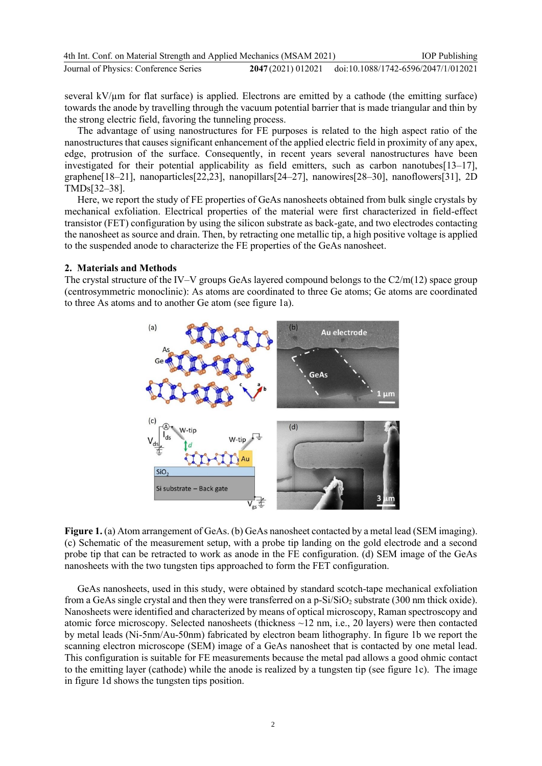several kV/μm for flat surface) is applied. Electrons are emitted by a cathode (the emitting surface) towards the anode by travelling through the vacuum potential barrier that is made triangular and thin by the strong electric field, favoring the tunneling process.

The advantage of using nanostructures for FE purposes is related to the high aspect ratio of the nanostructures that causes significant enhancement of the applied electric field in proximity of any apex, edge, protrusion of the surface. Consequently, in recent years several nanostructures have been investigated for their potential applicability as field emitters, such as carbon nanotubes[13–17], graphene[18–21], nanoparticles[22,23], nanopillars[24–27], nanowires[28–30], nanoflowers[31], 2D TMDs[32–38].

Here, we report the study of FE properties of GeAs nanosheets obtained from bulk single crystals by mechanical exfoliation. Electrical properties of the material were first characterized in field-effect transistor (FET) configuration by using the silicon substrate as back-gate, and two electrodes contacting the nanosheet as source and drain. Then, by retracting one metallic tip, a high positive voltage is applied to the suspended anode to characterize the FE properties of the GeAs nanosheet.

## 2. Materials and Methods

The crystal structure of the IV–V groups GeAs layered compound belongs to the C2/m(12) space group (centrosymmetric monoclinic): As atoms are coordinated to three Ge atoms; Ge atoms are coordinated to three As atoms and to another Ge atom (see figure 1a).

**Figure 1.** (a) Atom arrangement of GeAs. (b) GeAs nanosheet contacted by a metal lead (SEM imaging). (c) Schematic of the measurement setup, with a probe tip landing on the gold electrode and a second probe tip that can be retracted to work as anode in the FE configuration. (d) SEM image of the GeAs nanosheets with the two tungsten tips approached to form the FET configuration.

GeAs nanosheets, used in this study, were obtained by standard scotch-tape mechanical exfoliation from a GeAs single crystal and then they were transferred on a p-Si/$SiO_2$ substrate (300 nm thick oxide). Nanosheets were identified and characterized by means of optical microscopy, Raman spectroscopy and atomic force microscopy. Selected nanosheets (thickness ~12 nm, i.e., 20 layers) were then contacted by metal leads (Ni-5nm/Au-50nm) fabricated by electron beam lithography. In figure 1b we report the scanning electron microscope (SEM) image of a GeAs nanosheet that is contacted by one metal lead. This configuration is suitable for FE measurements because the metal pad allows a good ohmic contact to the emitting layer (cathode) while the anode is realized by a tungsten tip (see figure 1c). The image in figure 1d shows the tungsten tips position.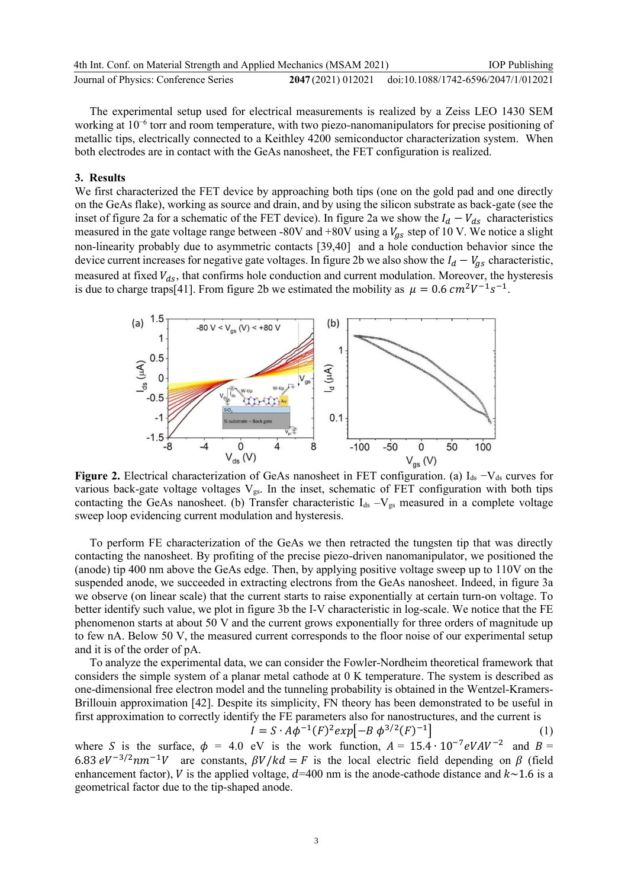The experimental setup used for electrical measurements is realized by a Zeiss LEO 1430 SEM working at $10^{-6}$ torr and room temperature, with two piezo-nanomanipulators for precise positioning of metallic tips, electrically connected to a Keithley 4200 semiconductor characterization system. When both electrodes are in contact with the GeAs nanosheet, the FET configuration is realized.

## 3. Results

We first characterized the FET device by approaching both tips (one on the gold pad and one directly on the GeAs flake), working as source and drain, and by using the silicon substrate as back-gate (see the inset of figure 2a for a schematic of the FET device). In figure 2a we show the $I_d - V_{ds}$ characteristics measured in the gate voltage range between -80V and +80V using a $V_{gs}$ step of 10 V. We notice a slight non-linearity probably due to asymmetric contacts [39,40] and a hole conduction behavior since the device current increases for negative gate voltages. In figure 2b we also show the $I_d - V_{gs}$ characteristic, measured at fixed $V_{ds}$, that confirms hole conduction and current modulation. Moreover, the hysteresis is due to charge traps[41]. From figure 2b we estimated the mobility as $\mu = 0.6\, cm^2V^{-1}s^{-1}$.

**Figure 2.** Electrical characterization of GeAs nanosheet in FET configuration. (a) $I_{ds}$ $-V_{ds}$ curves for various back-gate voltage voltages $V_{gs}$. In the inset, schematic of FET configuration with both tips contacting the GeAs nanosheet. (b) Transfer characteristic $I_{ds}$ $-V_{gs}$ measured in a complete voltage sweep loop evidencing current modulation and hysteresis.

To perform FE characterization of the GeAs we then retracted the tungsten tip that was directly contacting the nanosheet. By profiting of the precise piezo-driven nanomanipulator, we positioned the (anode) tip 400 nm above the GeAs edge. Then, by applying positive voltage sweep up to 110V on the suspended anode, we succeeded in extracting electrons from the GeAs nanosheet. Indeed, in figure 3a we observe (on linear scale) that the current starts to raise exponentially at certain turn-on voltage. To better identify such value, we plot in figure 3b the I-V characteristic in log-scale. We notice that the FE phenomenon starts at about 50 V and the current grows exponentially for three orders of magnitude up to few nA. Below 50 V, the measured current corresponds to the floor noise of our experimental setup and it is of the order of pA.

To analyze the experimental data, we can consider the Fowler-Nordheim theoretical framework that considers the simple system of a planar metal cathode at 0 K temperature. The system is described as one-dimensional free electron model and the tunneling probability is obtained in the Wentzel-Kramers-Brillouin approximation [42]. Despite its simplicity, FN theory has been demonstrated to be useful in first approximation to correctly identify the FE parameters also for nanostructures, and the current is

$$I = S \cdot A\phi^{-1}(F)^2 exp\left[-B\ \phi^{3/2}(F)^{-1}\right] \quad (1)$$

where $S$ is the surface, $\phi$ = 4.0 eV is the work function, $A = 15.4 \cdot 10^{-7} eVAV^{-2}$ and $B = 6.83\ eV^{-3/2}nm^{-1}V$ are constants, $\beta V/kd = F$ is the local electric field depending on $\beta$ (field enhancement factor), $V$ is the applied voltage, $d$=400 nm is the anode-cathode distance and $k \sim 1.6$ is a geometrical factor due to the tip-shaped anode.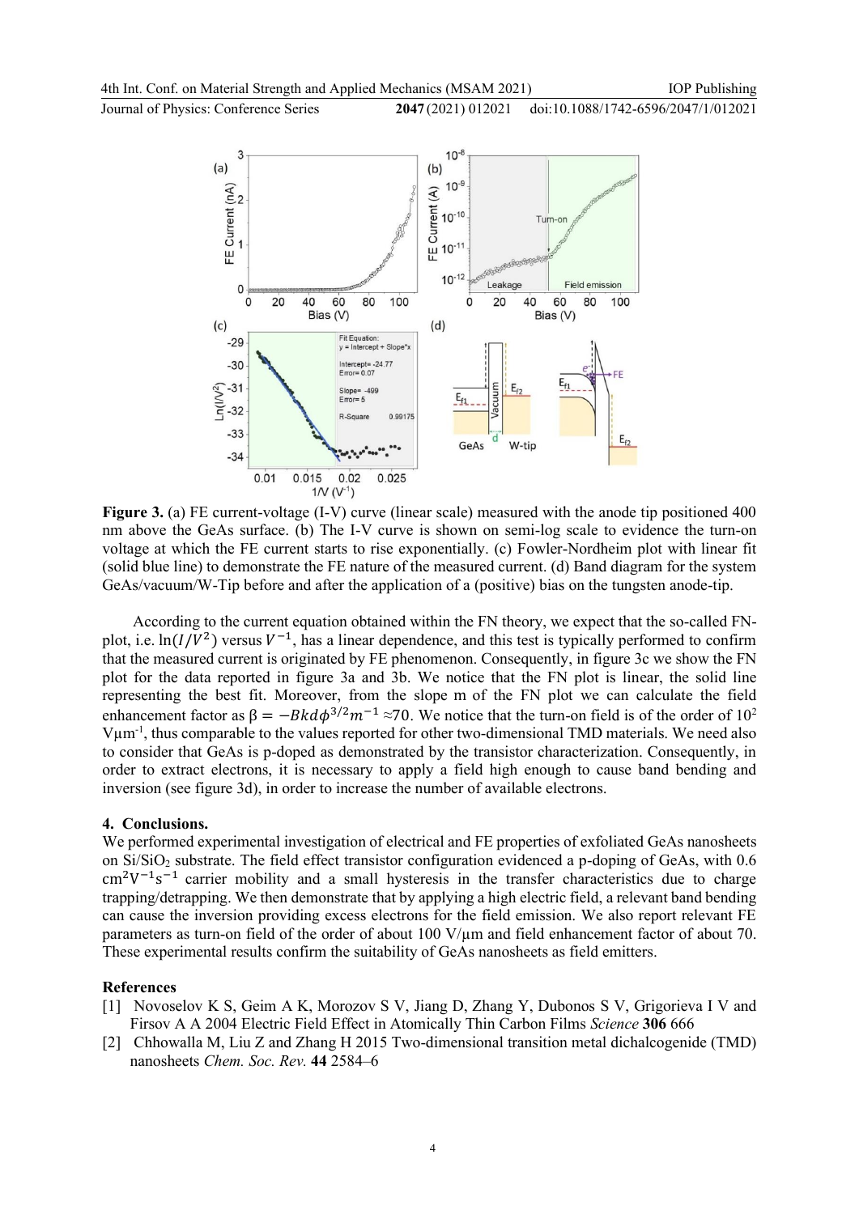**Figure 3.** (a) FE current-voltage (I-V) curve (linear scale) measured with the anode tip positioned 400 nm above the GeAs surface. (b) The I-V curve is shown on semi-log scale to evidence the turn-on voltage at which the FE current starts to rise exponentially. (c) Fowler-Nordheim plot with linear fit (solid blue line) to demonstrate the FE nature of the measured current. (d) Band diagram for the system GeAs/vacuum/W-Tip before and after the application of a (positive) bias on the tungsten anode-tip.

According to the current equation obtained within the FN theory, we expect that the so-called FN-plot, i.e. $\ln(I/V^2)$ versus $V^{-1}$, has a linear dependence, and this test is typically performed to confirm that the measured current is originated by FE phenomenon. Consequently, in figure 3c we show the FN plot for the data reported in figure 3a and 3b. We notice that the FN plot is linear, the solid line representing the best fit. Moreover, from the slope m of the FN plot we can calculate the field enhancement factor as $\beta = -Bkd\phi^{3/2}m^{-1} \approx 70$. We notice that the turn-on field is of the order of $10^2$ V$\mu$m$^{-1}$, thus comparable to the values reported for other two-dimensional TMD materials. We need also to consider that GeAs is p-doped as demonstrated by the transistor characterization. Consequently, in order to extract electrons, it is necessary to apply a field high enough to cause band bending and inversion (see figure 3d), in order to increase the number of available electrons.

## 4. Conclusions.

We performed experimental investigation of electrical and FE properties of exfoliated GeAs nanosheets on $Si/SiO_2$ substrate. The field effect transistor configuration evidenced a p-doping of GeAs, with 0.6 $cm^2V^{-1}s^{-1}$ carrier mobility and a small hysteresis in the transfer characteristics due to charge trapping/detrapping. We then demonstrate that by applying a high electric field, a relevant band bending can cause the inversion providing excess electrons for the field emission. We also report relevant FE parameters as turn-on field of the order of about 100 V/$\mu$m and field enhancement factor of about 70. These experimental results confirm the suitability of GeAs nanosheets as field emitters.

## References

[1] Novoselov K S, Geim A K, Morozov S V, Jiang D, Zhang Y, Dubonos S V, Grigorieva I V and Firsov A A 2004 Electric Field Effect in Atomically Thin Carbon Films *Science* **306** 666

[2] Chhowalla M, Liu Z and Zhang H 2015 Two-dimensional transition metal dichalcogenide (TMD) nanosheets *Chem. Soc. Rev.* **44** 2584–6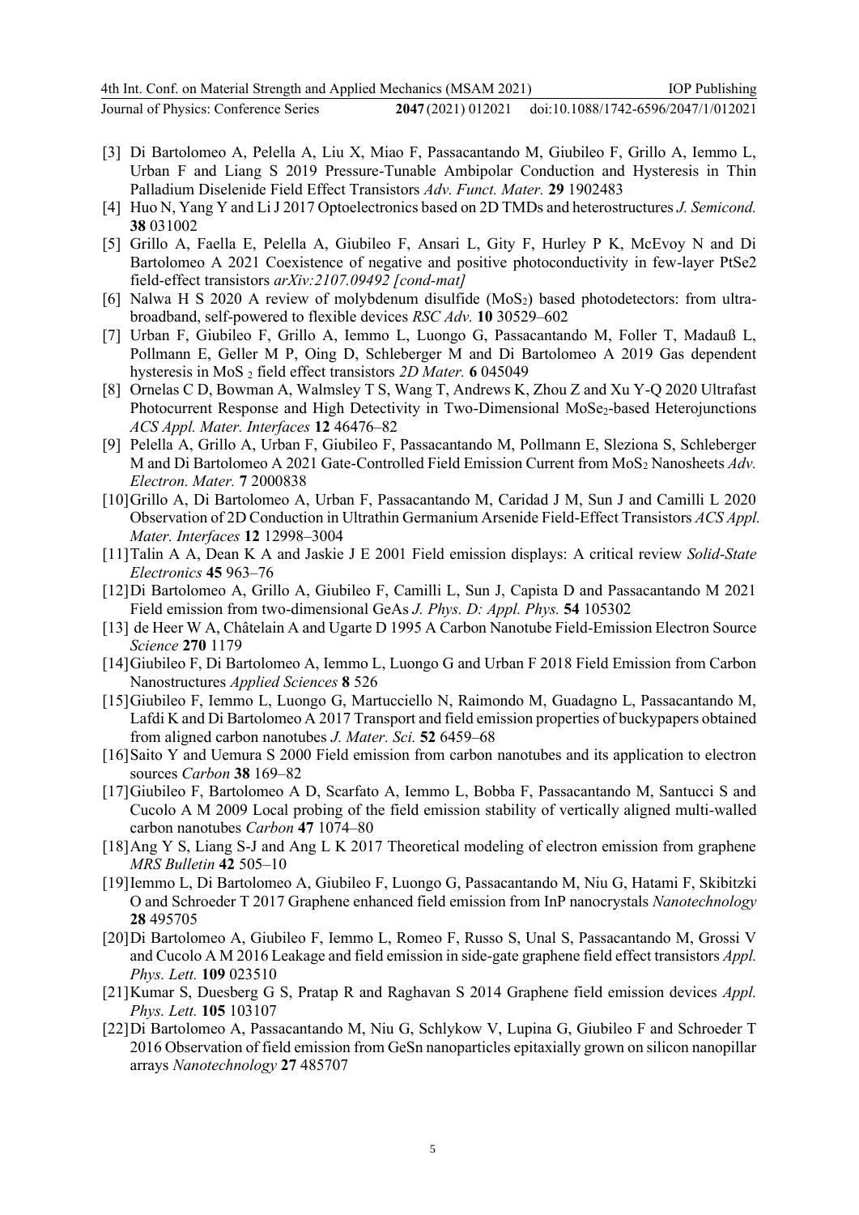[3] Di Bartolomeo A, Pelella A, Liu X, Miao F, Passacantando M, Giubileo F, Grillo A, Iemmo L, Urban F and Liang S 2019 Pressure-Tunable Ambipolar Conduction and Hysteresis in Thin Palladium Diselenide Field Effect Transistors *Adv. Funct. Mater.* **29** 1902483

[4] Huo N, Yang Y and Li J 2017 Optoelectronics based on 2D TMDs and heterostructures *J. Semicond.* **38** 031002

[5] Grillo A, Faella E, Pelella A, Giubileo F, Ansari L, Gity F, Hurley P K, McEvoy N and Di Bartolomeo A 2021 Coexistence of negative and positive photoconductivity in few-layer PtSe2 field-effect transistors *arXiv:2107.09492 [cond-mat]*

[6] Nalwa H S 2020 A review of molybdenum disulfide ($MoS_2$) based photodetectors: from ultra-broadband, self-powered to flexible devices *RSC Adv.* **10** 30529–602

[7] Urban F, Giubileo F, Grillo A, Iemmo L, Luongo G, Passacantando M, Foller T, Madauß L, Pollmann E, Geller M P, Oing D, Schleberger M and Di Bartolomeo A 2019 Gas dependent hysteresis in $MoS_2$ field effect transistors *2D Mater.* **6** 045049

[8] Ornelas C D, Bowman A, Walmsley T S, Wang T, Andrews K, Zhou Z and Xu Y-Q 2020 Ultrafast Photocurrent Response and High Detectivity in Two-Dimensional $MoSe_2$-based Heterojunctions *ACS Appl. Mater. Interfaces* **12** 46476–82

[9] Pelella A, Grillo A, Urban F, Giubileo F, Passacantando M, Pollmann E, Sleziona S, Schleberger M and Di Bartolomeo A 2021 Gate-Controlled Field Emission Current from $MoS_2$ Nanosheets *Adv. Electron. Mater.* **7** 2000838

[10] Grillo A, Di Bartolomeo A, Urban F, Passacantando M, Caridad J M, Sun J and Camilli L 2020 Observation of 2D Conduction in Ultrathin Germanium Arsenide Field-Effect Transistors *ACS Appl. Mater. Interfaces* **12** 12998–3004

[11] Talin A A, Dean K A and Jaskie J E 2001 Field emission displays: A critical review *Solid-State Electronics* **45** 963–76

[12] Di Bartolomeo A, Grillo A, Giubileo F, Camilli L, Sun J, Capista D and Passacantando M 2021 Field emission from two-dimensional GeAs *J. Phys. D: Appl. Phys.* **54** 105302

[13] de Heer W A, Châtelain A and Ugarte D 1995 A Carbon Nanotube Field-Emission Electron Source *Science* **270** 1179

[14] Giubileo F, Di Bartolomeo A, Iemmo L, Luongo G and Urban F 2018 Field Emission from Carbon Nanostructures *Applied Sciences* **8** 526

[15] Giubileo F, Iemmo L, Luongo G, Martucciello N, Raimondo M, Guadagno L, Passacantando M, Lafdi K and Di Bartolomeo A 2017 Transport and field emission properties of buckypapers obtained from aligned carbon nanotubes *J. Mater. Sci.* **52** 6459–68

[16] Saito Y and Uemura S 2000 Field emission from carbon nanotubes and its application to electron sources *Carbon* **38** 169–82

[17] Giubileo F, Bartolomeo A D, Scarfato A, Iemmo L, Bobba F, Passacantando M, Santucci S and Cucolo A M 2009 Local probing of the field emission stability of vertically aligned multi-walled carbon nanotubes *Carbon* **47** 1074–80

[18] Ang Y S, Liang S-J and Ang L K 2017 Theoretical modeling of electron emission from graphene *MRS Bulletin* **42** 505–10

[19] Iemmo L, Di Bartolomeo A, Giubileo F, Luongo G, Passacantando M, Niu G, Hatami F, Skibitzki O and Schroeder T 2017 Graphene enhanced field emission from InP nanocrystals *Nanotechnology* **28** 495705

[20] Di Bartolomeo A, Giubileo F, Iemmo L, Romeo F, Russo S, Unal S, Passacantando M, Grossi V and Cucolo A M 2016 Leakage and field emission in side-gate graphene field effect transistors *Appl. Phys. Lett.* **109** 023510

[21] Kumar S, Duesberg G S, Pratap R and Raghavan S 2014 Graphene field emission devices *Appl. Phys. Lett.* **105** 103107

[22] Di Bartolomeo A, Passacantando M, Niu G, Schlykow V, Lupina G, Giubileo F and Schroeder T 2016 Observation of field emission from GeSn nanoparticles epitaxially grown on silicon nanopillar arrays *Nanotechnology* **27** 485707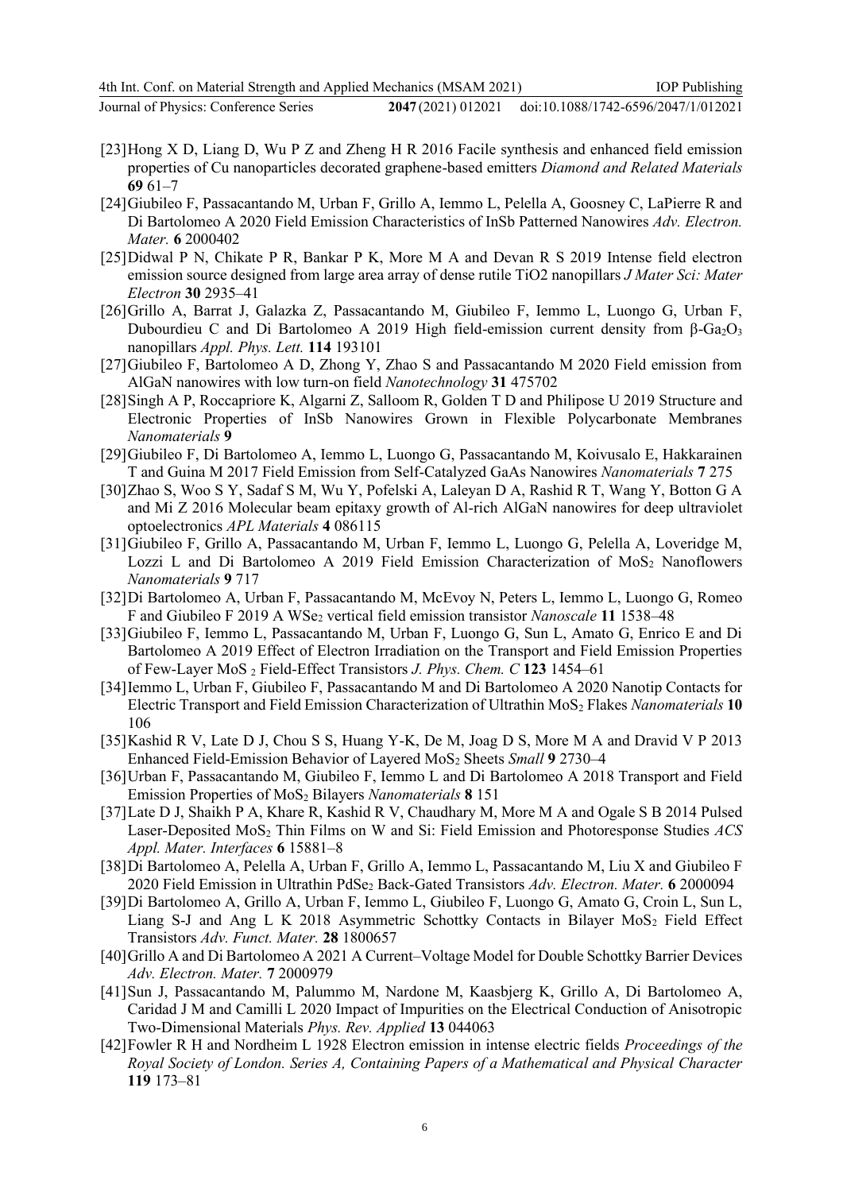[23] Hong X D, Liang D, Wu P Z and Zheng H R 2016 Facile synthesis and enhanced field emission properties of Cu nanoparticles decorated graphene-based emitters *Diamond and Related Materials* **69** 61–7

[24] Giubileo F, Passacantando M, Urban F, Grillo A, Iemmo L, Pelella A, Goosney C, LaPierre R and Di Bartolomeo A 2020 Field Emission Characteristics of InSb Patterned Nanowires *Adv. Electron. Mater.* **6** 2000402

[25] Didwal P N, Chikate P R, Bankar P K, More M A and Devan R S 2019 Intense field electron emission source designed from large area array of dense rutile TiO2 nanopillars *J Mater Sci: Mater Electron* **30** 2935–41

[26] Grillo A, Barrat J, Galazka Z, Passacantando M, Giubileo F, Iemmo L, Luongo G, Urban F, Dubourdieu C and Di Bartolomeo A 2019 High field-emission current density from β-$Ga_2O_3$ nanopillars *Appl. Phys. Lett.* **114** 193101

[27] Giubileo F, Bartolomeo A D, Zhong Y, Zhao S and Passacantando M 2020 Field emission from AlGaN nanowires with low turn-on field *Nanotechnology* **31** 475702

[28] Singh A P, Roccapriore K, Algarni Z, Salloom R, Golden T D and Philipose U 2019 Structure and Electronic Properties of InSb Nanowires Grown in Flexible Polycarbonate Membranes *Nanomaterials* **9**

[29] Giubileo F, Di Bartolomeo A, Iemmo L, Luongo G, Passacantando M, Koivusalo E, Hakkarainen T and Guina M 2017 Field Emission from Self-Catalyzed GaAs Nanowires *Nanomaterials* **7** 275

[30] Zhao S, Woo S Y, Sadaf S M, Wu Y, Pofelski A, Laleyan D A, Rashid R T, Wang Y, Botton G A and Mi Z 2016 Molecular beam epitaxy growth of Al-rich AlGaN nanowires for deep ultraviolet optoelectronics *APL Materials* **4** 086115

[31] Giubileo F, Grillo A, Passacantando M, Urban F, Iemmo L, Luongo G, Pelella A, Loveridge M, Lozzi L and Di Bartolomeo A 2019 Field Emission Characterization of $MoS_2$ Nanoflowers *Nanomaterials* **9** 717

[32] Di Bartolomeo A, Urban F, Passacantando M, McEvoy N, Peters L, Iemmo L, Luongo G, Romeo F and Giubileo F 2019 A $WSe_2$ vertical field emission transistor *Nanoscale* **11** 1538–48

[33] Giubileo F, Iemmo L, Passacantando M, Urban F, Luongo G, Sun L, Amato G, Enrico E and Di Bartolomeo A 2019 Effect of Electron Irradiation on the Transport and Field Emission Properties of Few-Layer $MoS_2$ Field-Effect Transistors *J. Phys. Chem. C* **123** 1454–61

[34] Iemmo L, Urban F, Giubileo F, Passacantando M and Di Bartolomeo A 2020 Nanotip Contacts for Electric Transport and Field Emission Characterization of Ultrathin $MoS_2$ Flakes *Nanomaterials* **10** 106

[35] Kashid R V, Late D J, Chou S S, Huang Y-K, De M, Joag D S, More M A and Dravid V P 2013 Enhanced Field-Emission Behavior of Layered $MoS_2$ Sheets *Small* **9** 2730–4

[36] Urban F, Passacantando M, Giubileo F, Iemmo L and Di Bartolomeo A 2018 Transport and Field Emission Properties of $MoS_2$ Bilayers *Nanomaterials* **8** 151

[37] Late D J, Shaikh P A, Khare R, Kashid R V, Chaudhary M, More M A and Ogale S B 2014 Pulsed Laser-Deposited $MoS_2$ Thin Films on W and Si: Field Emission and Photoresponse Studies *ACS Appl. Mater. Interfaces* **6** 15881–8

[38] Di Bartolomeo A, Pelella A, Urban F, Grillo A, Iemmo L, Passacantando M, Liu X and Giubileo F 2020 Field Emission in Ultrathin $PdSe_2$ Back-Gated Transistors *Adv. Electron. Mater.* **6** 2000094

[39] Di Bartolomeo A, Grillo A, Urban F, Iemmo L, Giubileo F, Luongo G, Amato G, Croin L, Sun L, Liang S-J and Ang L K 2018 Asymmetric Schottky Contacts in Bilayer $MoS_2$ Field Effect Transistors *Adv. Funct. Mater.* **28** 1800657

[40] Grillo A and Di Bartolomeo A 2021 A Current–Voltage Model for Double Schottky Barrier Devices *Adv. Electron. Mater.* **7** 2000979

[41] Sun J, Passacantando M, Palummo M, Nardone M, Kaasbjerg K, Grillo A, Di Bartolomeo A, Caridad J M and Camilli L 2020 Impact of Impurities on the Electrical Conduction of Anisotropic Two-Dimensional Materials *Phys. Rev. Applied* **13** 044063

[42] Fowler R H and Nordheim L 1928 Electron emission in intense electric fields *Proceedings of the Royal Society of London. Series A, Containing Papers of a Mathematical and Physical Character* **119** 173–81